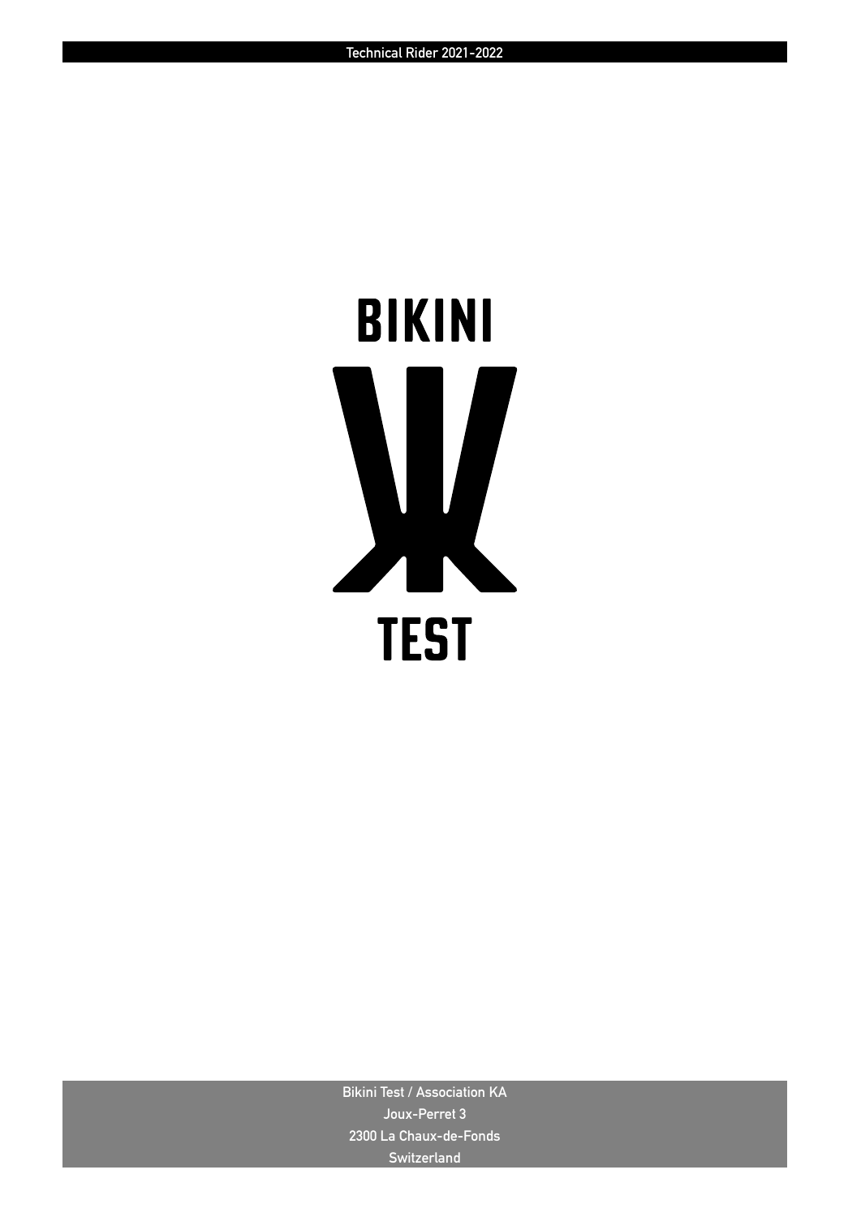Technical Rider 2021-2022

# BIKINI TEST

Bikini Test / Association KA
Joux-Perret 3
2300 La Chaux-de-Fonds
Switzerland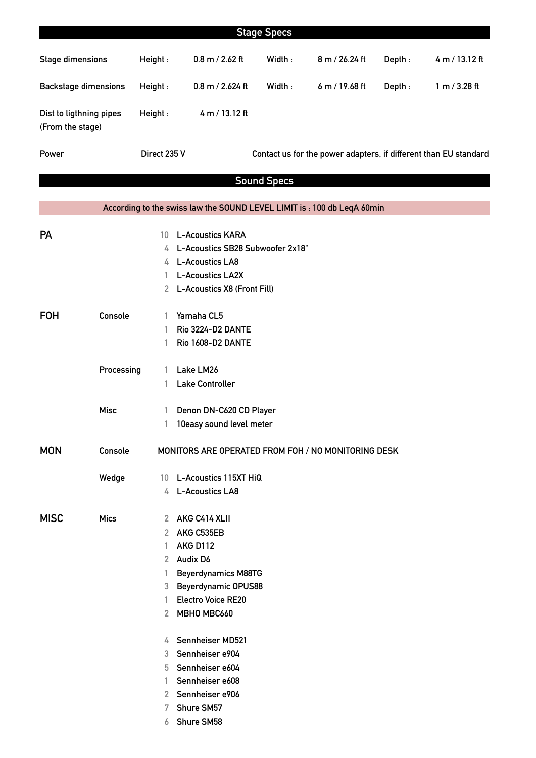## Stage Specs

| | | | | | | |
|---|---|---|---|---|---|---|
| Stage dimensions | Height : | 0.8 m / 2.62 ft | Width : | 8 m / 26.24 ft | Depth : | 4 m / 13.12 ft |
| Backstage dimensions | Height : | 0.8 m / 2.624 ft | Width : | 6 m / 19.68 ft | Depth : | 1 m / 3.28 ft |
| Dist to ligthning pipes (From the stage) | Height : | 4 m / 13.12 ft | | | | |
| Power | Direct 235 V | | Contact us for the power adapters, if different than EU standard | | | |

## Sound Specs

**According to the swiss law the SOUND LEVEL LIMIT is : 100 db LeqA 60min**

| | | | |
|---|---|---|---|
| **PA** | | 10 | L-Acoustics KARA |
| | | 4 | L-Acoustics SB28 Subwoofer 2x18" |
| | | 4 | L-Acoustics LA8 |
| | | 1 | L-Acoustics LA2X |
| | | 2 | L-Acoustics X8 (Front Fill) |
| **FOH** | Console | 1 | Yamaha CL5 |
| | | 1 | Rio 3224-D2 DANTE |
| | | 1 | Rio 1608-D2 DANTE |
| | Processing | 1 | Lake LM26 |
| | | 1 | Lake Controller |
| | Misc | 1 | Denon DN-C620 CD Player |
| | | 1 | 10easy sound level meter |
| **MON** | Console | | MONITORS ARE OPERATED FROM FOH / NO MONITORING DESK |
| | Wedge | 10 | L-Acoustics 115XT HiQ |
| | | 4 | L-Acoustics LA8 |
| **MISC** | Mics | 2 | AKG C414 XLII |
| | | 2 | AKG C535EB |
| | | 1 | AKG D112 |
| | | 2 | Audix D6 |
| | | 1 | Beyerdynamics M88TG |
| | | 3 | Beyerdynamic OPUS88 |
| | | 1 | Electro Voice RE20 |
| | | 2 | MBHO MBC660 |
| | | 4 | Sennheiser MD521 |
| | | 3 | Sennheiser e904 |
| | | 5 | Sennheiser e604 |
| | | 1 | Sennheiser e608 |
| | | 2 | Sennheiser e906 |
| | | 7 | Shure SM57 |
| | | 6 | Shure SM58 |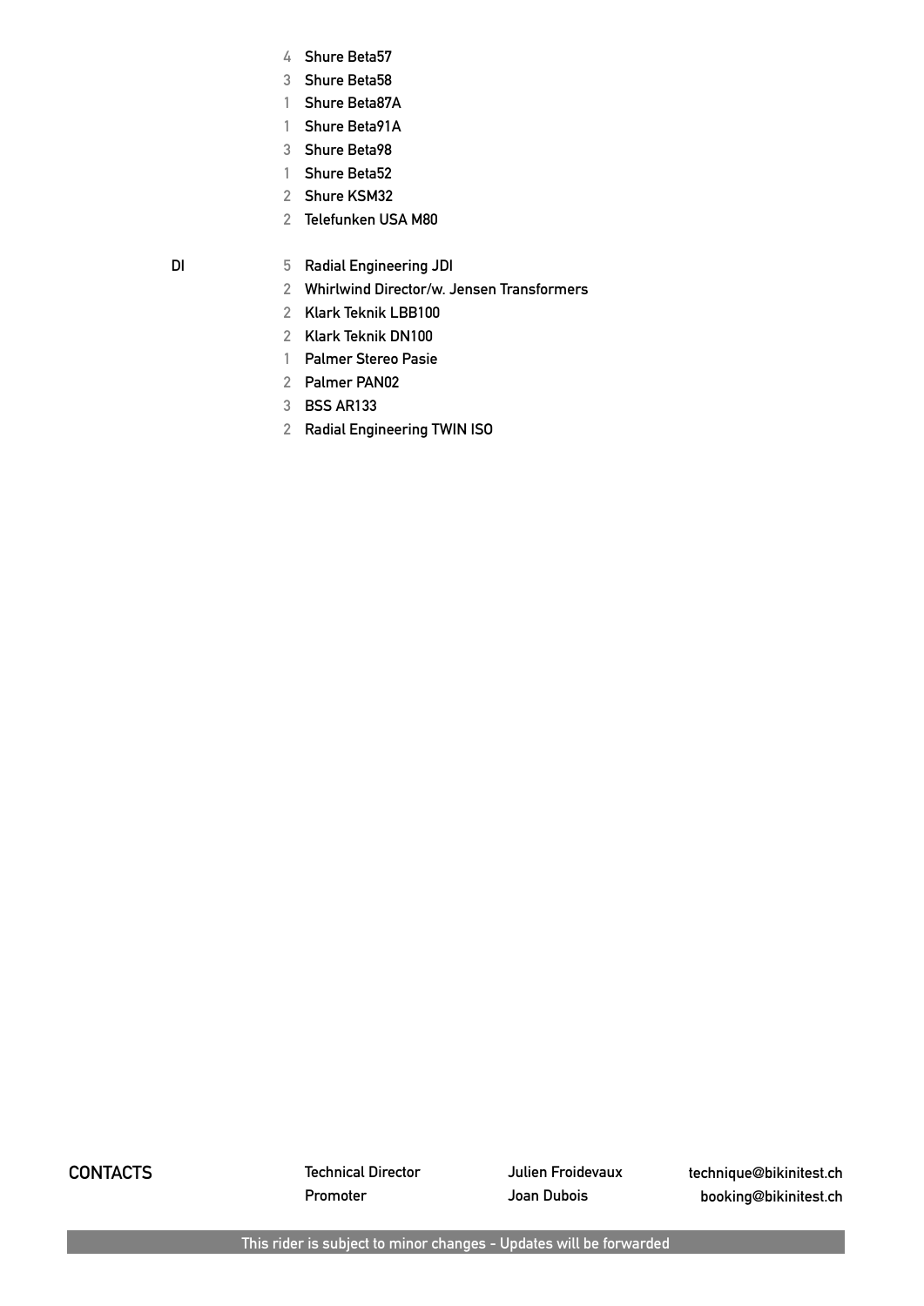| | | |
|---|---|---|
| | 4 | Shure Beta57 |
| | 3 | Shure Beta58 |
| | 1 | Shure Beta87A |
| | 1 | Shure Beta91A |
| | 3 | Shure Beta98 |
| | 1 | Shure Beta52 |
| | 2 | Shure KSM32 |
| | 2 | Telefunken USA M80 |
| DI | 5 | Radial Engineering JDI |
| | 2 | Whirlwind Director/w. Jensen Transformers |
| | 2 | Klark Teknik LBB100 |
| | 2 | Klark Teknik DN100 |
| | 1 | Palmer Stereo Pasie |
| | 2 | Palmer PAN02 |
| | 3 | BSS AR133 |
| | 2 | Radial Engineering TWIN ISO |

**CONTACTS**

| | | |
|---|---|---|
| Technical Director | Julien Froidevaux | technique@bikinitest.ch |
| Promoter | Joan Dubois | booking@bikinitest.ch |

This rider is subject to minor changes - Updates will be forwarded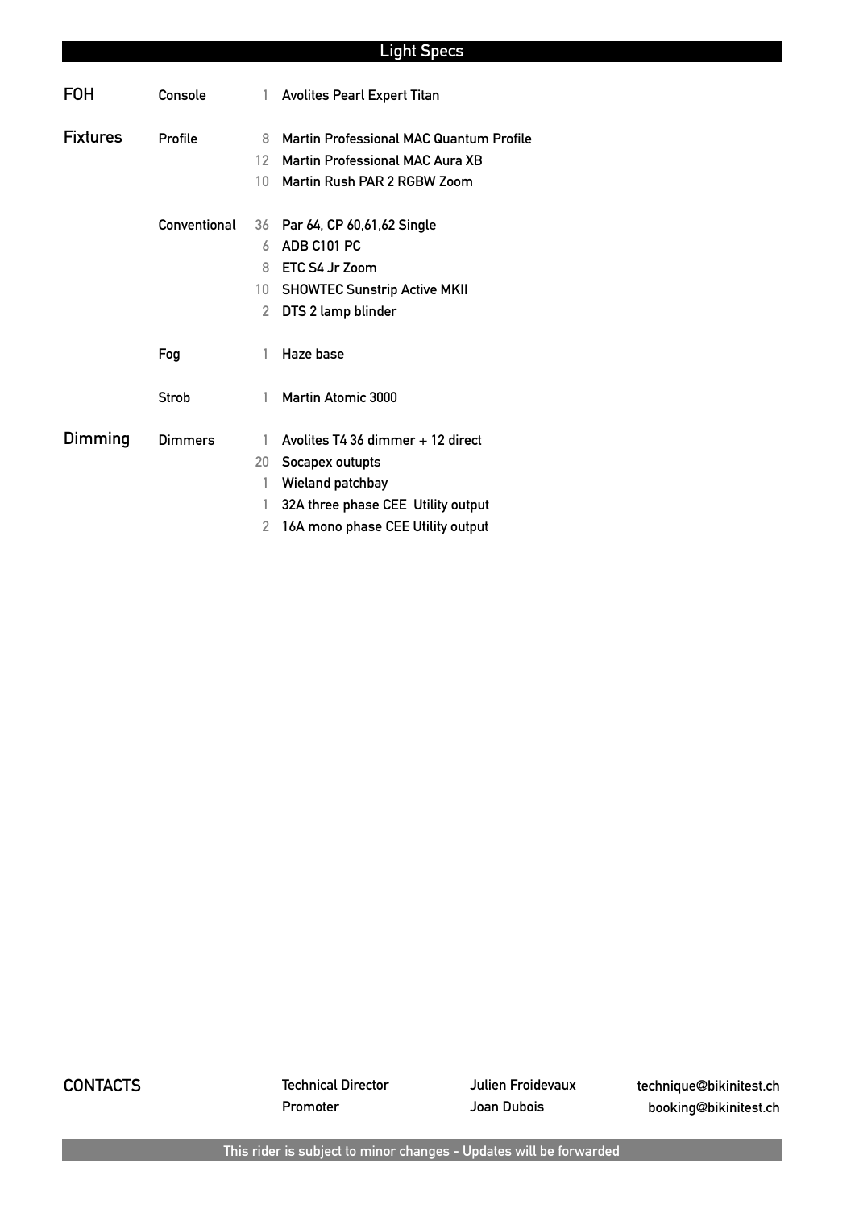## Light Specs

| | | | |
|---|---|---|---|
| **FOH** | Console | 1 | Avolites Pearl Expert Titan |
| **Fixtures** | Profile | 8 | Martin Professional MAC Quantum Profile |
| | | 12 | Martin Professional MAC Aura XB |
| | | 10 | Martin Rush PAR 2 RGBW Zoom |
| | Conventional | 36 | Par 64, CP 60,61,62 Single |
| | | 6 | ADB C101 PC |
| | | 8 | ETC S4 Jr Zoom |
| | | 10 | SHOWTEC Sunstrip Active MKII |
| | | 2 | DTS 2 lamp blinder |
| | Fog | 1 | Haze base |
| | Strob | 1 | Martin Atomic 3000 |
| **Dimming** | Dimmers | 1 | Avolites T4 36 dimmer + 12 direct |
| | | 20 | Socapex outupts |
| | | 1 | Wieland patchbay |
| | | 1 | 32A three phase CEE Utility output |
| | | 2 | 16A mono phase CEE Utility output |

**CONTACTS**

| | | |
|---|---|---|
| Technical Director | Julien Froidevaux | technique@bikinitest.ch |
| Promoter | Joan Dubois | booking@bikinitest.ch |

This rider is subject to minor changes - Updates will be forwarded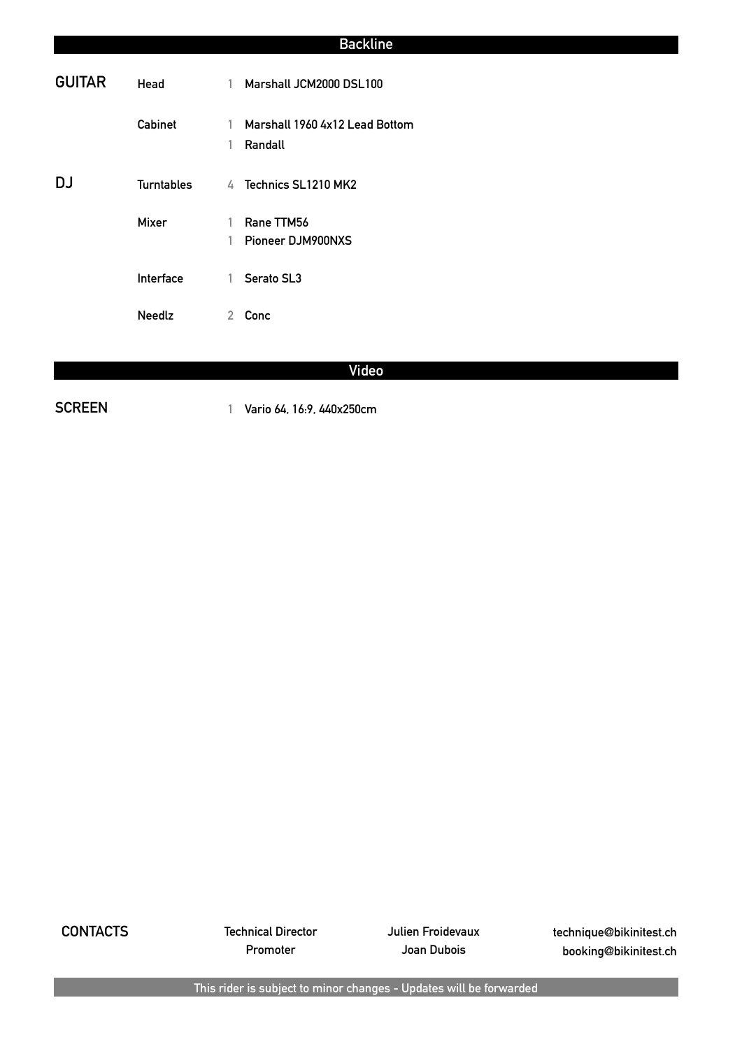## Backline

| | | | |
|---|---|---|---|
| **GUITAR** | Head | 1 | Marshall JCM2000 DSL100 |
| | Cabinet | 1 | Marshall 1960 4x12 Lead Bottom |
| | | 1 | Randall |
| **DJ** | Turntables | 4 | Technics SL1210 MK2 |
| | Mixer | 1 | Rane TTM56 |
| | | 1 | Pioneer DJM900NXS |
| | Interface | 1 | Serato SL3 |
| | Needlz | 2 | Conc |

## Video

| | | |
|---|---|---|
| **SCREEN** | 1 | Vario 64, 16:9, 440x250cm |

| | | | |
|---|---|---|---|
| **CONTACTS** | Technical Director | Julien Froidevaux | technique@bikinitest.ch |
| | Promoter | Joan Dubois | booking@bikinitest.ch |

This rider is subject to minor changes - Updates will be forwarded